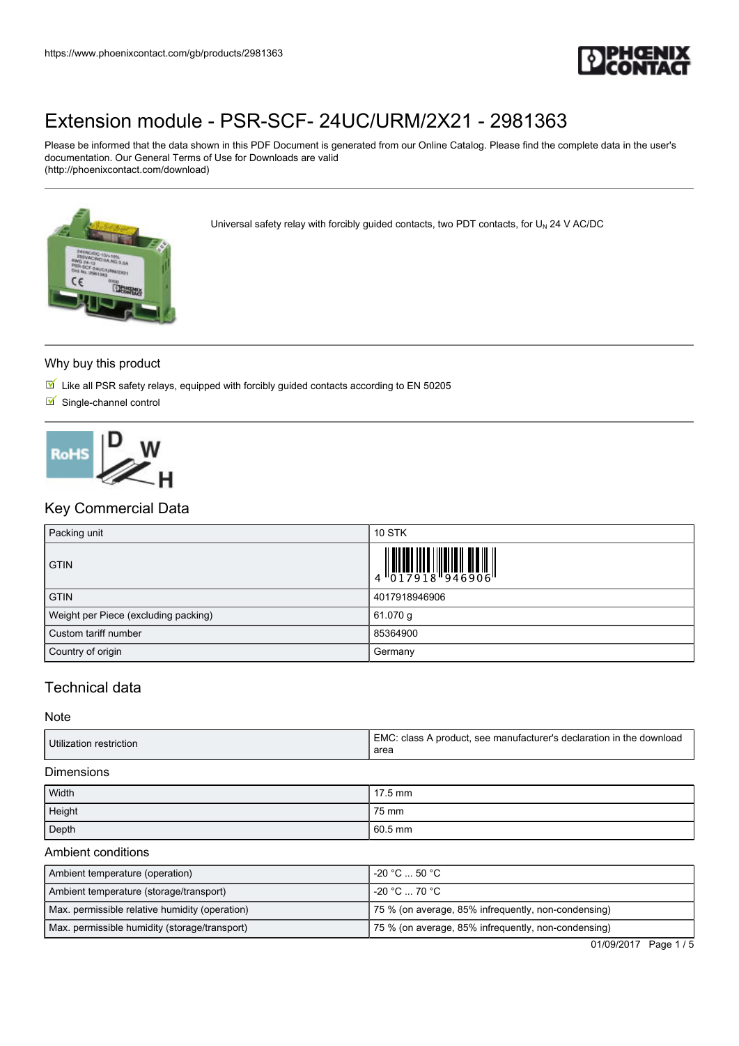# Extension module - PSR-SCF- 24UC/URM/2X21 - 2981363

Please be informed that the data shown in this PDF Document is generated from our Online Catalog. Please find the complete data in the user's documentation. Our General Terms of Use for Downloads are valid (http://phoenixcontact.com/download)

Universal safety relay with forcibly guided contacts, two PDT contacts, for $U_N$ 24 V AC/DC

## Why buy this product

- Like all PSR safety relays, equipped with forcibly guided contacts according to EN 50205
- Single-channel control

## Key Commercial Data

| Packing unit | 10 STK |
| --- | --- |
| GTIN | 4 017918 946906 |
| GTIN | 4017918946906 |
| Weight per Piece (excluding packing) | 61.070 g |
| Custom tariff number | 85364900 |
| Country of origin | Germany |

## Technical data

### Note

| Utilization restriction | EMC: class A product, see manufacturer's declaration in the download area |
| --- | --- |

### Dimensions

| Width | 17.5 mm |
| --- | --- |
| Height | 75 mm |
| Depth | 60.5 mm |

### Ambient conditions

| Ambient temperature (operation) | -20 °C ... 50 °C |
| --- | --- |
| Ambient temperature (storage/transport) | -20 °C ... 70 °C |
| Max. permissible relative humidity (operation) | 75 % (on average, 85% infrequently, non-condensing) |
| Max. permissible humidity (storage/transport) | 75 % (on average, 85% infrequently, non-condensing) |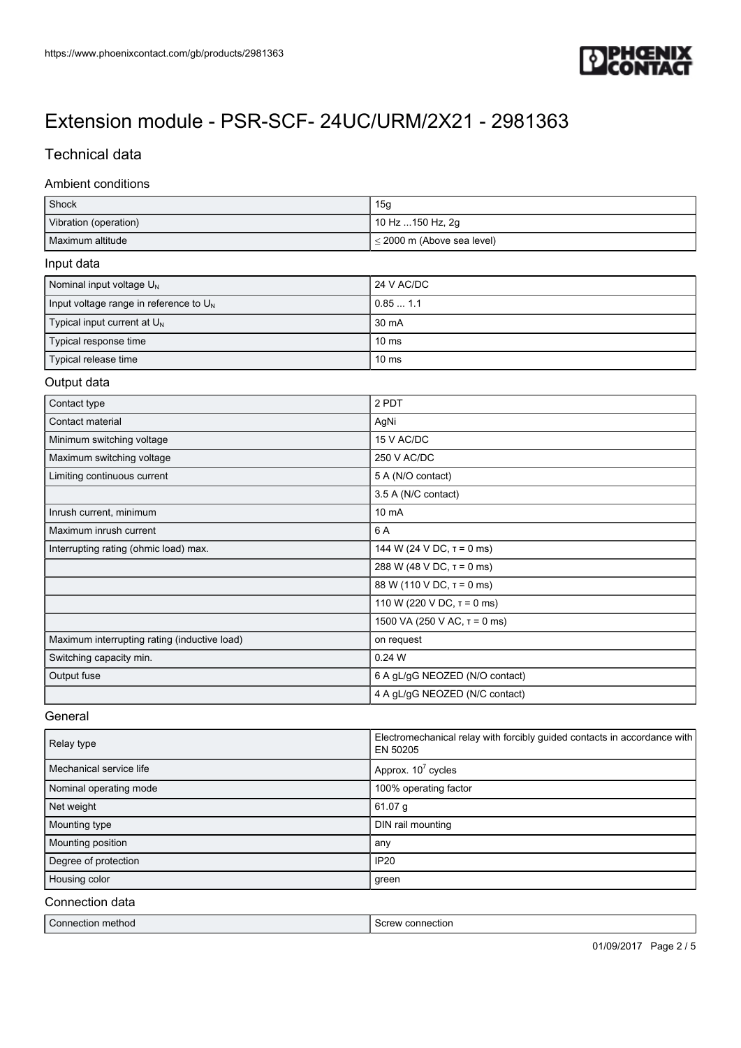# Extension module - PSR-SCF- 24UC/URM/2X21 - 2981363

## Technical data

### Ambient conditions

| | |
|---|---|
| Shock | 15g |
| Vibration (operation) | 10 Hz ...150 Hz, 2g |
| Maximum altitude | ≤ 2000 m (Above sea level) |

### Input data

| | |
|---|---|
| Nominal input voltage $U_N$ | 24 V AC/DC |
| Input voltage range in reference to $U_N$ | 0.85 ... 1.1 |
| Typical input current at $U_N$ | 30 mA |
| Typical response time | 10 ms |
| Typical release time | 10 ms |

### Output data

| | |
|---|---|
| Contact type | 2 PDT |
| Contact material | AgNi |
| Minimum switching voltage | 15 V AC/DC |
| Maximum switching voltage | 250 V AC/DC |
| Limiting continuous current | 5 A (N/O contact) |
| | 3.5 A (N/C contact) |
| Inrush current, minimum | 10 mA |
| Maximum inrush current | 6 A |
| Interrupting rating (ohmic load) max. | 144 W (24 V DC, τ = 0 ms) |
| | 288 W (48 V DC, τ = 0 ms) |
| | 88 W (110 V DC, τ = 0 ms) |
| | 110 W (220 V DC, τ = 0 ms) |
| | 1500 VA (250 V AC, τ = 0 ms) |
| Maximum interrupting rating (inductive load) | on request |
| Switching capacity min. | 0.24 W |
| Output fuse | 6 A gL/gG NEOZED (N/O contact) |
| | 4 A gL/gG NEOZED (N/C contact) |

### General

| | |
|---|---|
| Relay type | Electromechanical relay with forcibly guided contacts in accordance with EN 50205 |
| Mechanical service life | Approx. $10^7$ cycles |
| Nominal operating mode | 100% operating factor |
| Net weight | 61.07 g |
| Mounting type | DIN rail mounting |
| Mounting position | any |
| Degree of protection | IP20 |
| Housing color | green |

### Connection data

| | |
|---|---|
| Connection method | Screw connection |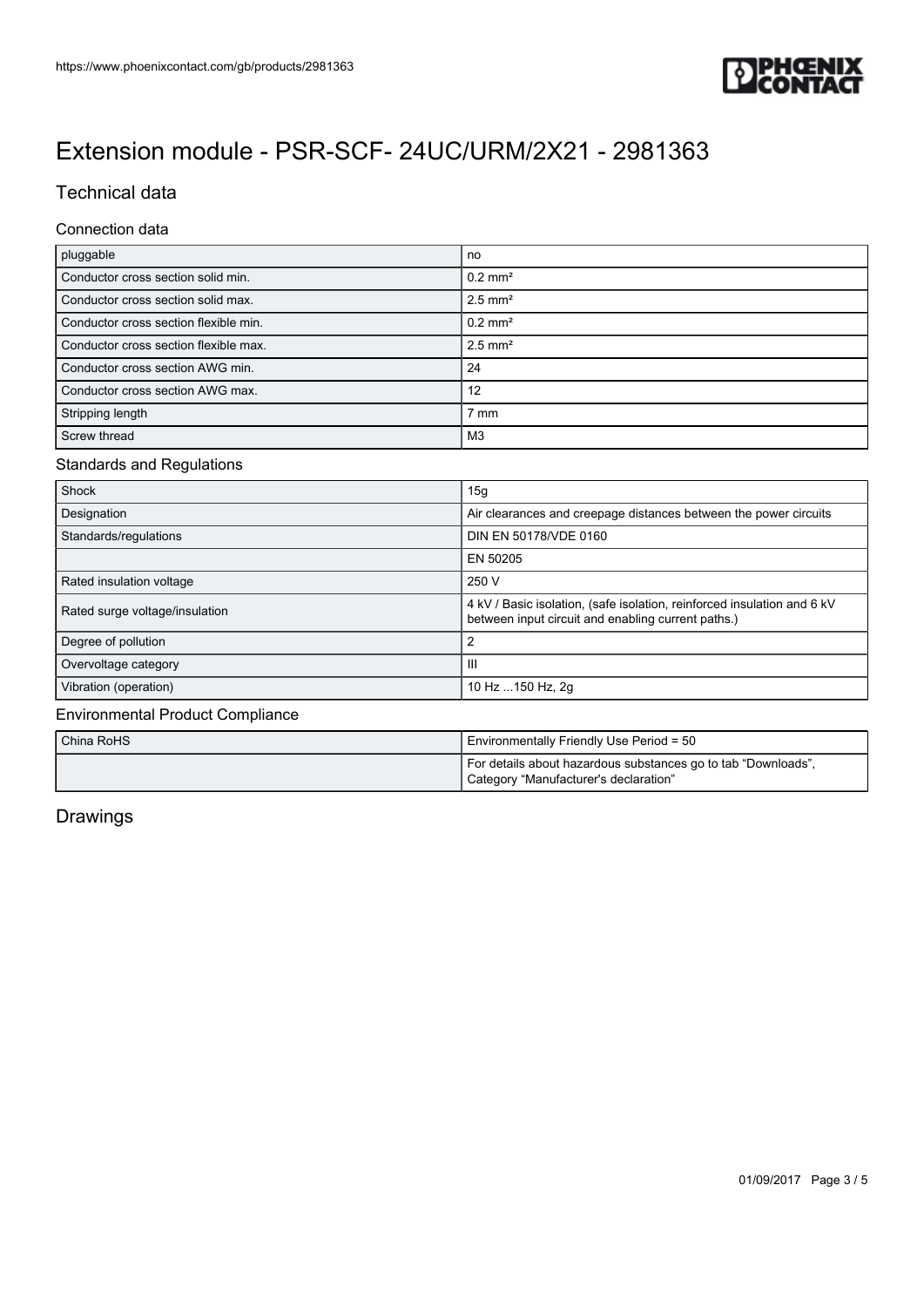# Extension module - PSR-SCF- 24UC/URM/2X21 - 2981363

## Technical data

### Connection data

| | |
|---|---|
| pluggable | no |
| Conductor cross section solid min. | 0.2 mm² |
| Conductor cross section solid max. | 2.5 mm² |
| Conductor cross section flexible min. | 0.2 mm² |
| Conductor cross section flexible max. | 2.5 mm² |
| Conductor cross section AWG min. | 24 |
| Conductor cross section AWG max. | 12 |
| Stripping length | 7 mm |
| Screw thread | M3 |

### Standards and Regulations

| | |
|---|---|
| Shock | 15g |
| Designation | Air clearances and creepage distances between the power circuits |
| Standards/regulations | DIN EN 50178/VDE 0160 |
| | EN 50205 |
| Rated insulation voltage | 250 V |
| Rated surge voltage/insulation | 4 kV / Basic isolation, (safe isolation, reinforced insulation and 6 kV between input circuit and enabling current paths.) |
| Degree of pollution | 2 |
| Overvoltage category | III |
| Vibration (operation) | 10 Hz ...150 Hz, 2g |

### Environmental Product Compliance

| | |
|---|---|
| China RoHS | Environmentally Friendly Use Period = 50 |
| | For details about hazardous substances go to tab “Downloads”, Category “Manufacturer's declaration” |

## Drawings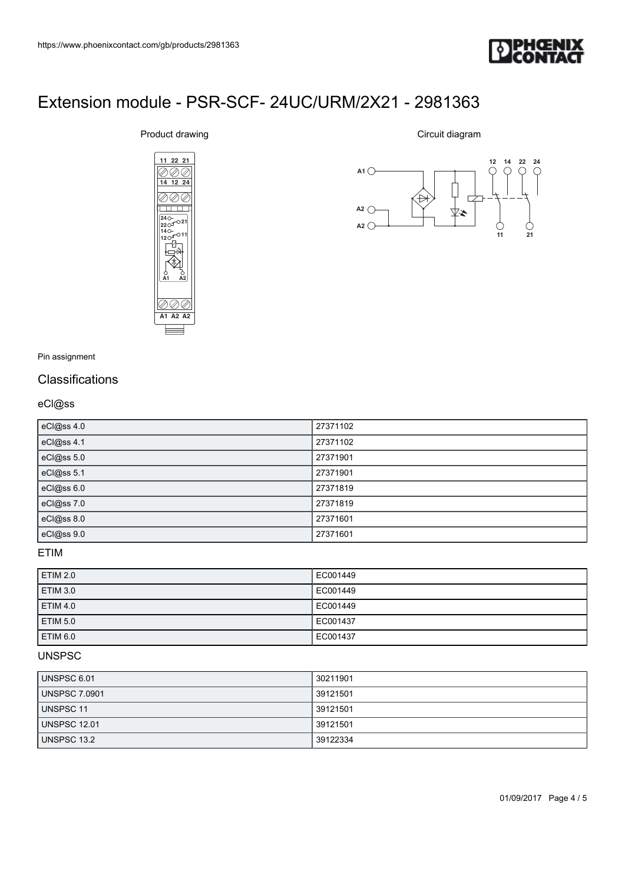# Extension module - PSR-SCF- 24UC/URM/2X21 - 2981363

Product drawing

Circuit diagram

Pin assignment

## Classifications

### eCl@ss

| eCl@ss 4.0 | 27371102 |
|---|---|
| eCl@ss 4.1 | 27371102 |
| eCl@ss 5.0 | 27371901 |
| eCl@ss 5.1 | 27371901 |
| eCl@ss 6.0 | 27371819 |
| eCl@ss 7.0 | 27371819 |
| eCl@ss 8.0 | 27371601 |
| eCl@ss 9.0 | 27371601 |

### ETIM

| ETIM 2.0 | EC001449 |
|---|---|
| ETIM 3.0 | EC001449 |
| ETIM 4.0 | EC001449 |
| ETIM 5.0 | EC001437 |
| ETIM 6.0 | EC001437 |

### UNSPSC

| UNSPSC 6.01 | 30211901 |
|---|---|
| UNSPSC 7.0901 | 39121501 |
| UNSPSC 11 | 39121501 |
| UNSPSC 12.01 | 39121501 |
| UNSPSC 13.2 | 39122334 |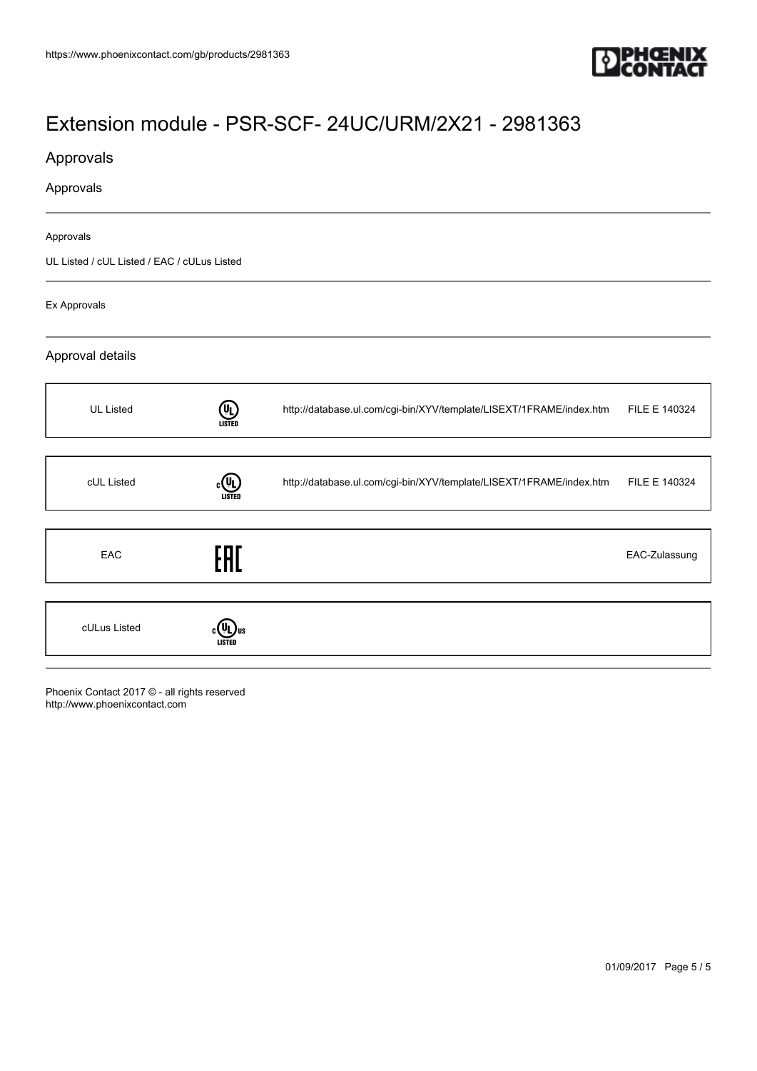# Extension module - PSR-SCF- 24UC/URM/2X21 - 2981363

## Approvals

### Approvals

Approvals

UL Listed / cUL Listed / EAC / cULus Listed

Ex Approvals

### Approval details

| | | | |
|---|---|---|---|
| UL Listed | | http://database.ul.com/cgi-bin/XYV/template/LISEXT/1FRAME/index.htm | FILE E 140324 |

| | | | |
|---|---|---|---|
| cUL Listed | | http://database.ul.com/cgi-bin/XYV/template/LISEXT/1FRAME/index.htm | FILE E 140324 |

| | | | |
|---|---|---|---|
| EAC | | | EAC-Zulassung |

| | | | |
|---|---|---|---|
| cULus Listed | | | |

Phoenix Contact 2017 © - all rights reserved
http://www.phoenixcontact.com